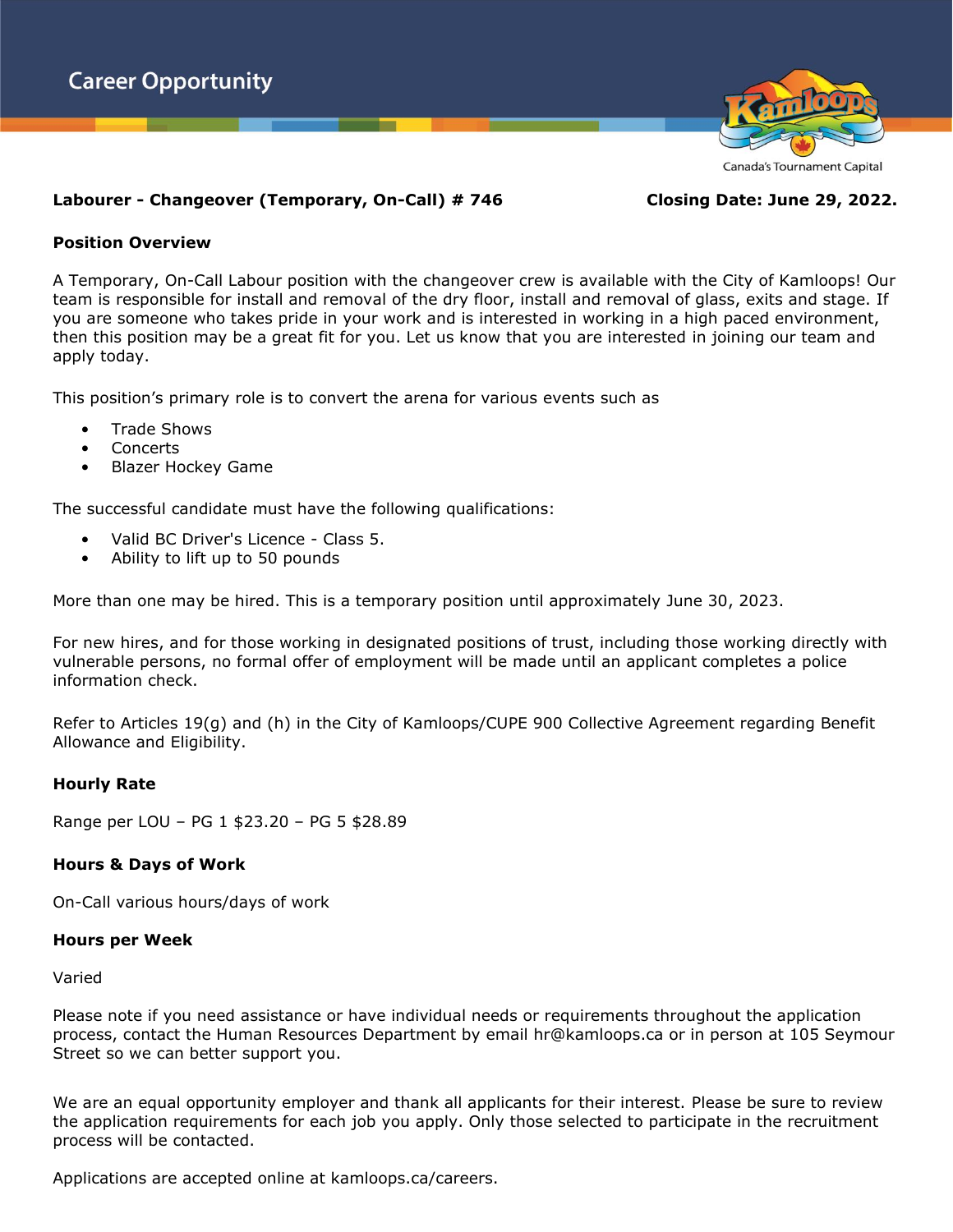# Career Opportunity

Canada's Tournament Capital

**Labourer - Changeover (Temporary, On-Call) # 746** **Closing Date: June 29, 2022.**

## Position Overview

A Temporary, On-Call Labour position with the changeover crew is available with the City of Kamloops! Our team is responsible for install and removal of the dry floor, install and removal of glass, exits and stage. If you are someone who takes pride in your work and is interested in working in a high paced environment, then this position may be a great fit for you. Let us know that you are interested in joining our team and apply today.

This position's primary role is to convert the arena for various events such as

- Trade Shows
- Concerts
- Blazer Hockey Game

The successful candidate must have the following qualifications:

- Valid BC Driver's Licence - Class 5.
- Ability to lift up to 50 pounds

More than one may be hired. This is a temporary position until approximately June 30, 2023.

For new hires, and for those working in designated positions of trust, including those working directly with vulnerable persons, no formal offer of employment will be made until an applicant completes a police information check.

Refer to Articles 19(g) and (h) in the City of Kamloops/CUPE 900 Collective Agreement regarding Benefit Allowance and Eligibility.

## Hourly Rate

Range per LOU – PG 1 $23.20 – PG 5 $28.89

## Hours & Days of Work

On-Call various hours/days of work

## Hours per Week

Varied

Please note if you need assistance or have individual needs or requirements throughout the application process, contact the Human Resources Department by email hr@kamloops.ca or in person at 105 Seymour Street so we can better support you.

We are an equal opportunity employer and thank all applicants for their interest. Please be sure to review the application requirements for each job you apply. Only those selected to participate in the recruitment process will be contacted.

Applications are accepted online at kamloops.ca/careers.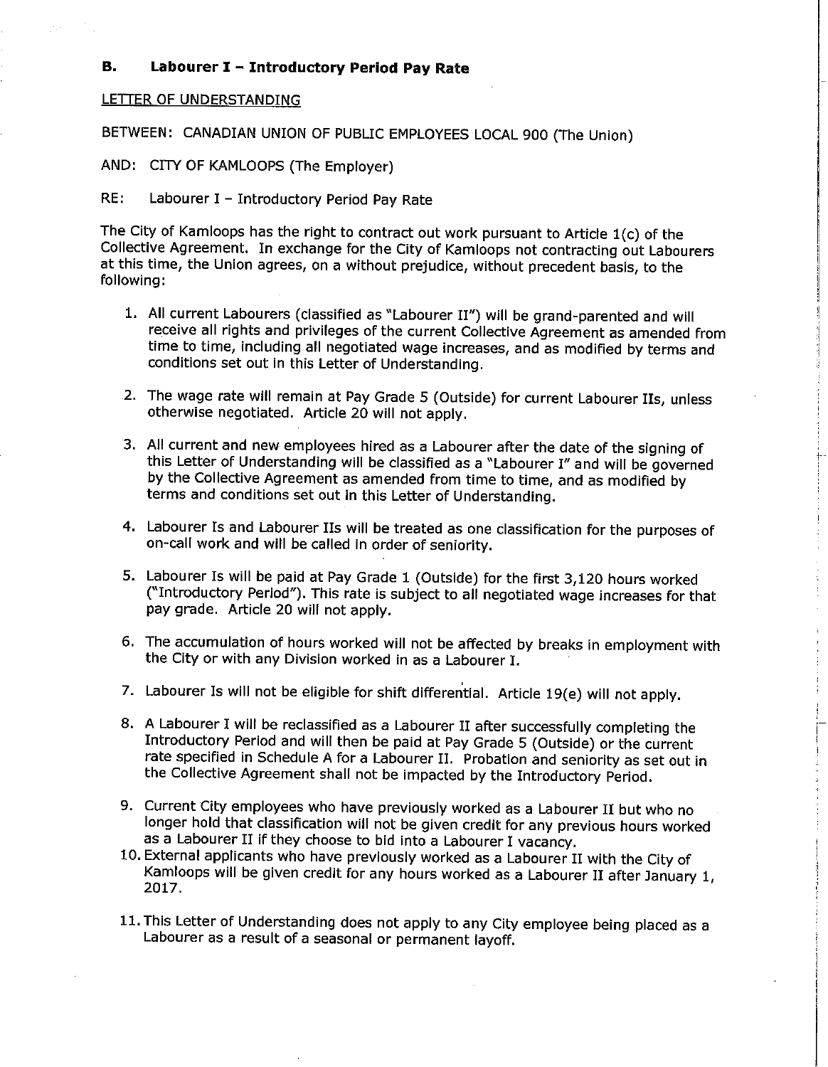## B. Labourer I – Introductory Period Pay Rate

LETTER OF UNDERSTANDING

BETWEEN: CANADIAN UNION OF PUBLIC EMPLOYEES LOCAL 900 (The Union)

AND: CITY OF KAMLOOPS (The Employer)

RE: Labourer I – Introductory Period Pay Rate

The City of Kamloops has the right to contract out work pursuant to Article 1(c) of the Collective Agreement. In exchange for the City of Kamloops not contracting out Labourers at this time, the Union agrees, on a without prejudice, without precedent basis, to the following:

1. All current Labourers (classified as "Labourer II") will be grand-parented and will receive all rights and privileges of the current Collective Agreement as amended from time to time, including all negotiated wage increases, and as modified by terms and conditions set out in this Letter of Understanding.

2. The wage rate will remain at Pay Grade 5 (Outside) for current Labourer IIs, unless otherwise negotiated. Article 20 will not apply.

3. All current and new employees hired as a Labourer after the date of the signing of this Letter of Understanding will be classified as a "Labourer I" and will be governed by the Collective Agreement as amended from time to time, and as modified by terms and conditions set out in this Letter of Understanding.

4. Labourer Is and Labourer IIs will be treated as one classification for the purposes of on-call work and will be called in order of seniority.

5. Labourer Is will be paid at Pay Grade 1 (Outside) for the first 3,120 hours worked ("Introductory Period"). This rate is subject to all negotiated wage increases for that pay grade. Article 20 will not apply.

6. The accumulation of hours worked will not be affected by breaks in employment with the City or with any Division worked in as a Labourer I.

7. Labourer Is will not be eligible for shift differential. Article 19(e) will not apply.

8. A Labourer I will be reclassified as a Labourer II after successfully completing the Introductory Period and will then be paid at Pay Grade 5 (Outside) or the current rate specified in Schedule A for a Labourer II. Probation and seniority as set out in the Collective Agreement shall not be impacted by the Introductory Period.

9. Current City employees who have previously worked as a Labourer II but who no longer hold that classification will not be given credit for any previous hours worked as a Labourer II if they choose to bid into a Labourer I vacancy.

10. External applicants who have previously worked as a Labourer II with the City of Kamloops will be given credit for any hours worked as a Labourer II after January 1, 2017.

11. This Letter of Understanding does not apply to any City employee being placed as a Labourer as a result of a seasonal or permanent layoff.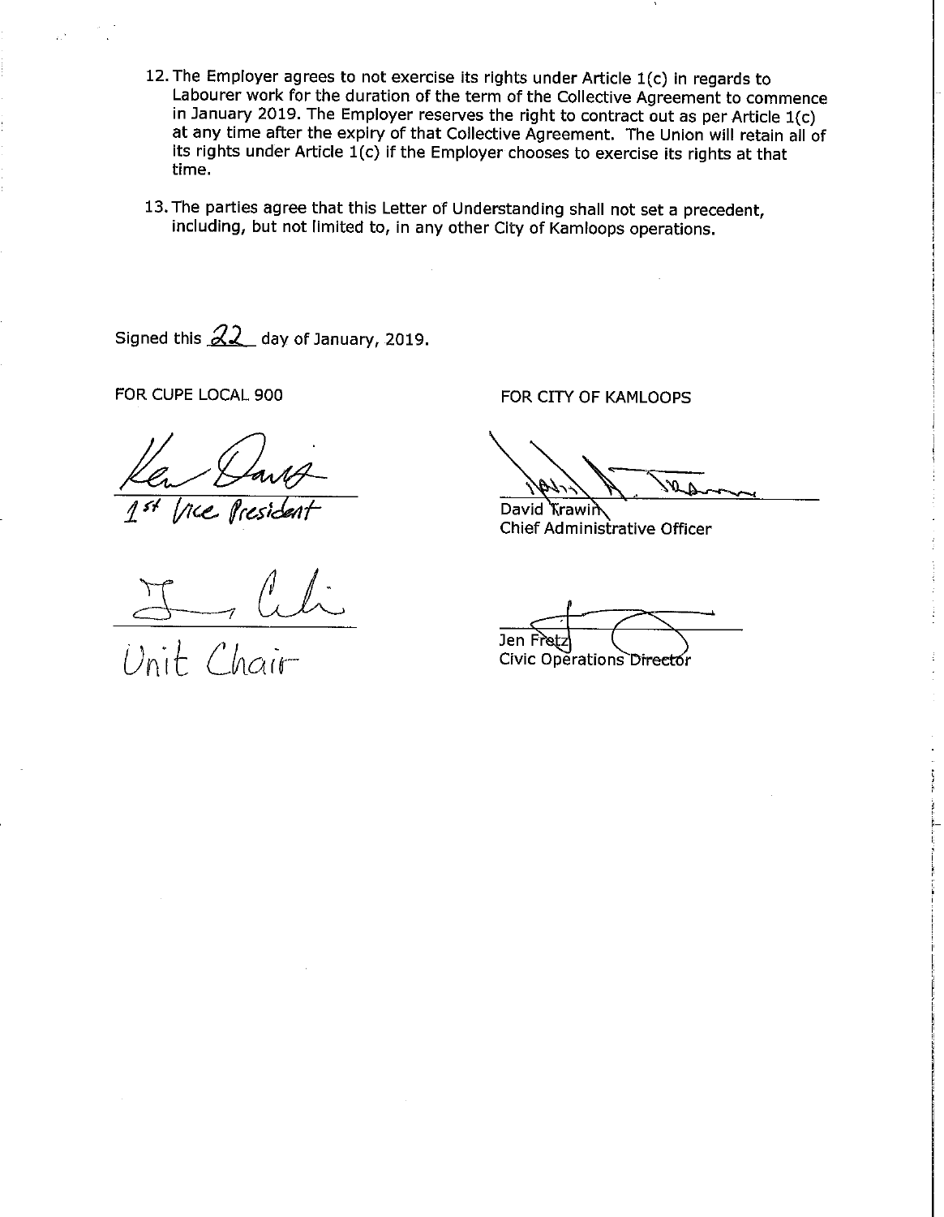12. The Employer agrees to not exercise its rights under Article 1(c) in regards to Labourer work for the duration of the term of the Collective Agreement to commence in January 2019. The Employer reserves the right to contract out as per Article 1(c) at any time after the expiry of that Collective Agreement. The Union will retain all of its rights under Article 1(c) if the Employer chooses to exercise its rights at that time.

13. The parties agree that this Letter of Understanding shall not set a precedent, including, but not limited to, in any other City of Kamloops operations.

Signed this 22 day of January, 2019.

FOR CUPE LOCAL 900

1st Vice President

Unit Chair

FOR CITY OF KAMLOOPS

David Trawin
Chief Administrative Officer

Jen Fretz
Civic Operations Director